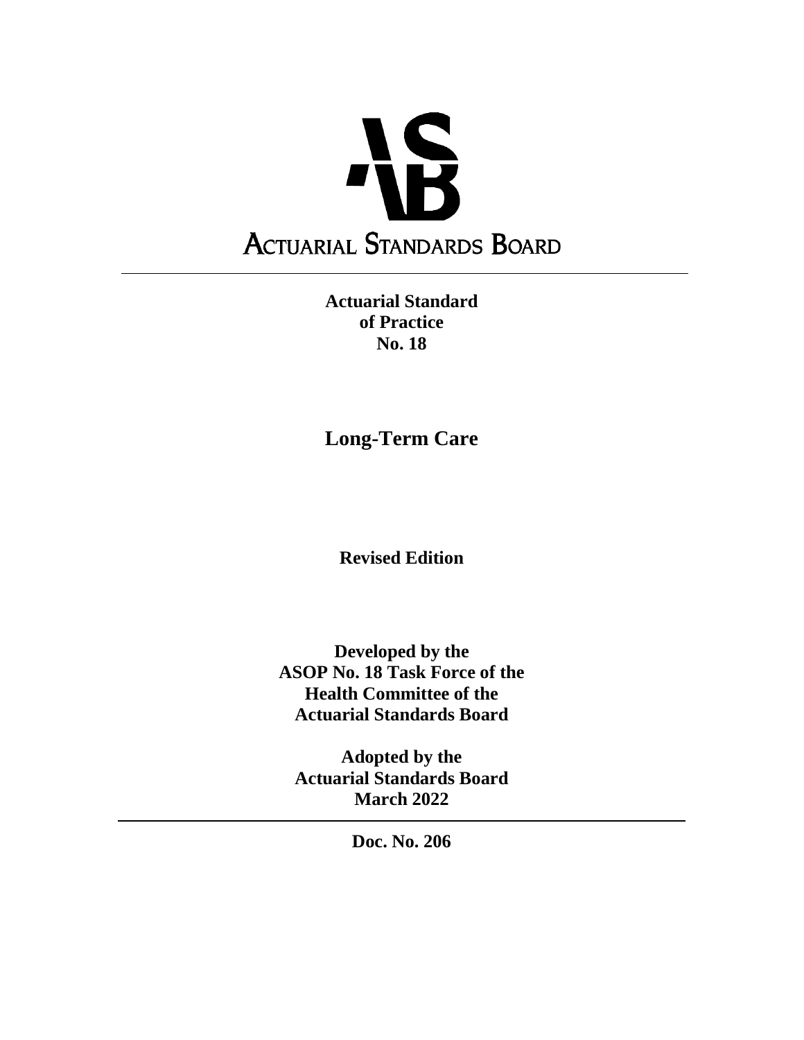# ACTUARIAL STANDARDS BOARD

---

**Actuarial Standard of Practice No. 18**

## Long-Term Care

**Revised Edition**

**Developed by the ASOP No. 18 Task Force of the Health Committee of the Actuarial Standards Board**

**Adopted by the Actuarial Standards Board March 2022**

---

**Doc. No. 206**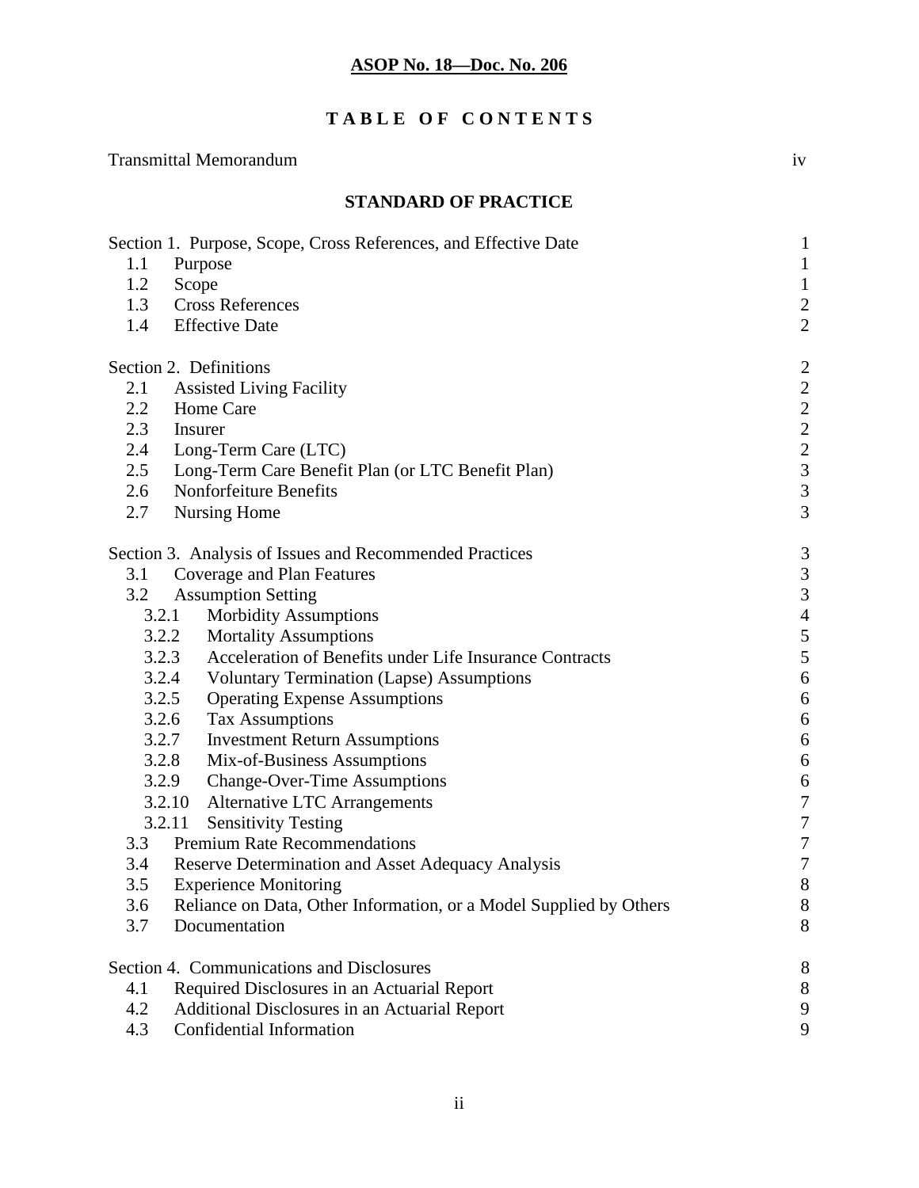**ASOP No. 18—Doc. No. 206**

## TABLE OF CONTENTS

| | |
|---|---|
| Transmittal Memorandum | iv |

### STANDARD OF PRACTICE

| | | |
|---|---|---|
| Section 1. Purpose, Scope, Cross References, and Effective Date | | 1 |
| 1.1 | Purpose | 1 |
| 1.2 | Scope | 1 |
| 1.3 | Cross References | 2 |
| 1.4 | Effective Date | 2 |
| Section 2. Definitions | | 2 |
| 2.1 | Assisted Living Facility | 2 |
| 2.2 | Home Care | 2 |
| 2.3 | Insurer | 2 |
| 2.4 | Long-Term Care (LTC) | 2 |
| 2.5 | Long-Term Care Benefit Plan (or LTC Benefit Plan) | 3 |
| 2.6 | Nonforfeiture Benefits | 3 |
| 2.7 | Nursing Home | 3 |
| Section 3. Analysis of Issues and Recommended Practices | | 3 |
| 3.1 | Coverage and Plan Features | 3 |
| 3.2 | Assumption Setting | 3 |
| 3.2.1 | Morbidity Assumptions | 4 |
| 3.2.2 | Mortality Assumptions | 5 |
| 3.2.3 | Acceleration of Benefits under Life Insurance Contracts | 5 |
| 3.2.4 | Voluntary Termination (Lapse) Assumptions | 6 |
| 3.2.5 | Operating Expense Assumptions | 6 |
| 3.2.6 | Tax Assumptions | 6 |
| 3.2.7 | Investment Return Assumptions | 6 |
| 3.2.8 | Mix-of-Business Assumptions | 6 |
| 3.2.9 | Change-Over-Time Assumptions | 6 |
| 3.2.10 | Alternative LTC Arrangements | 7 |
| 3.2.11 | Sensitivity Testing | 7 |
| 3.3 | Premium Rate Recommendations | 7 |
| 3.4 | Reserve Determination and Asset Adequacy Analysis | 7 |
| 3.5 | Experience Monitoring | 8 |
| 3.6 | Reliance on Data, Other Information, or a Model Supplied by Others | 8 |
| 3.7 | Documentation | 8 |
| Section 4. Communications and Disclosures | | 8 |
| 4.1 | Required Disclosures in an Actuarial Report | 8 |
| 4.2 | Additional Disclosures in an Actuarial Report | 9 |
| 4.3 | Confidential Information | 9 |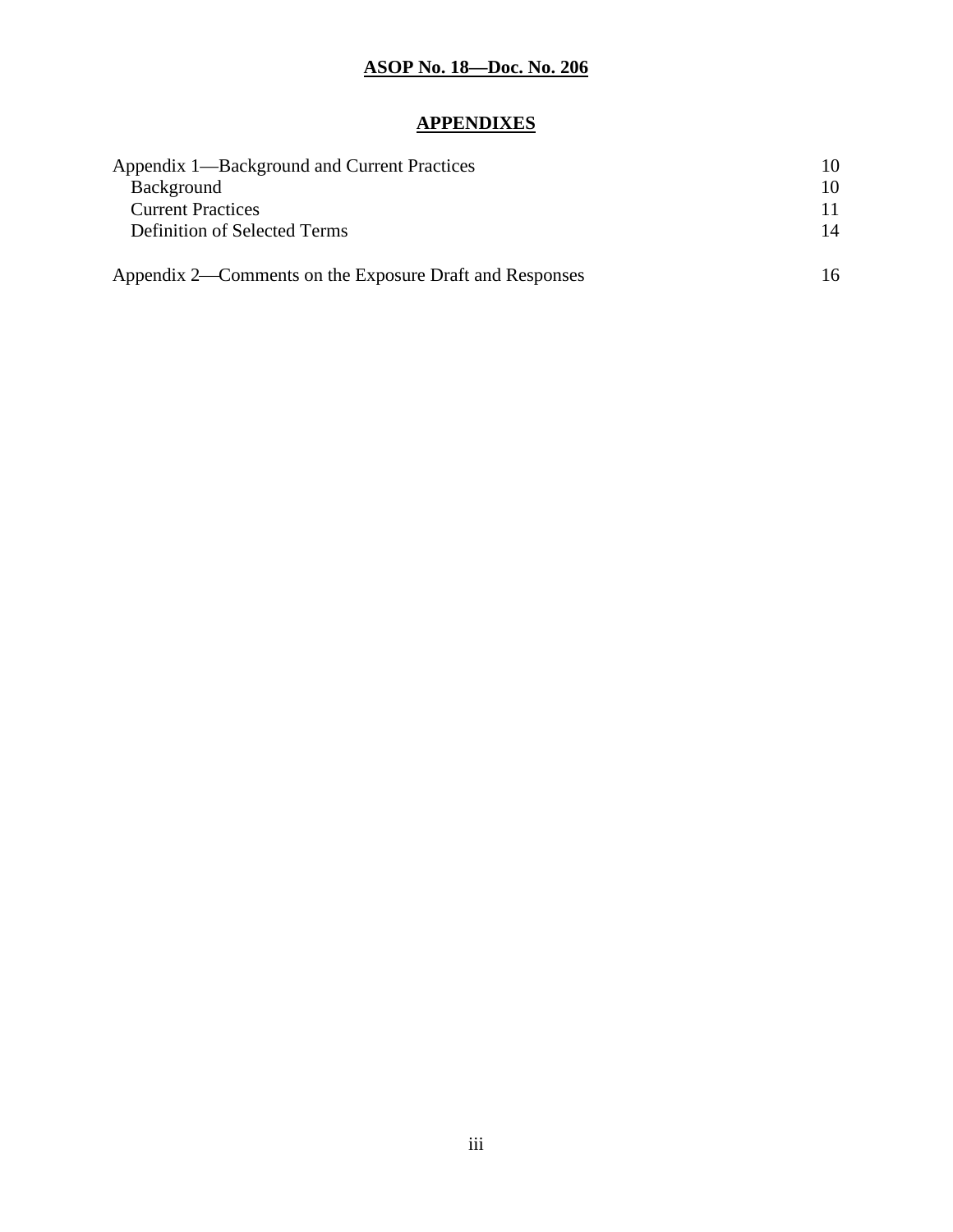## APPENDIXES

| | |
|---|---|
| Appendix 1—Background and Current Practices | 10 |
| Background | 10 |
| Current Practices | 11 |
| Definition of Selected Terms | 14 |
| Appendix 2—Comments on the Exposure Draft and Responses | 16 |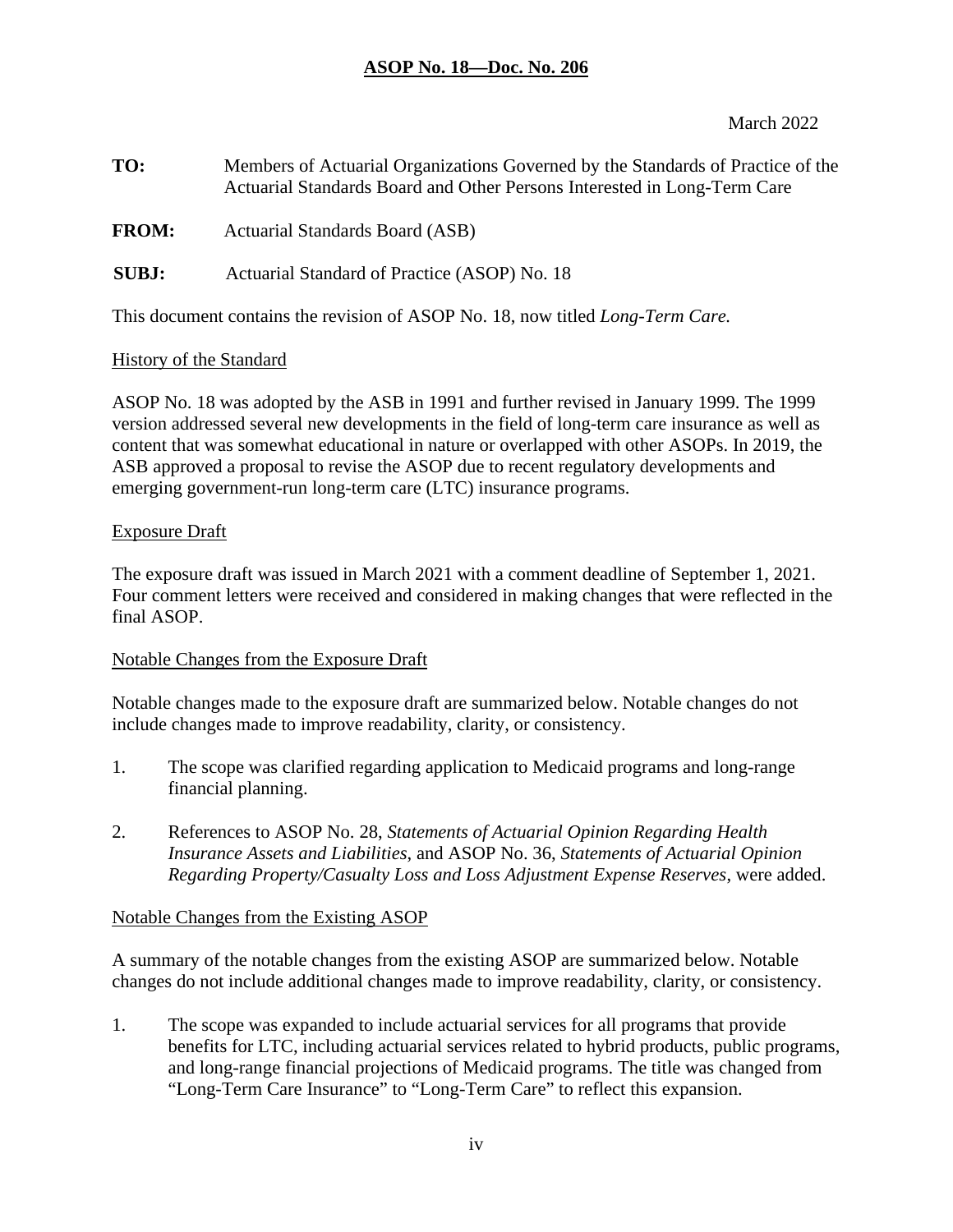**ASOP No. 18—Doc. No. 206**

March 2022

**TO:** Members of Actuarial Organizations Governed by the Standards of Practice of the Actuarial Standards Board and Other Persons Interested in Long-Term Care

**FROM:** Actuarial Standards Board (ASB)

**SUBJ:** Actuarial Standard of Practice (ASOP) No. 18

This document contains the revision of ASOP No. 18, now titled *Long-Term Care.*

History of the Standard

ASOP No. 18 was adopted by the ASB in 1991 and further revised in January 1999. The 1999 version addressed several new developments in the field of long-term care insurance as well as content that was somewhat educational in nature or overlapped with other ASOPs. In 2019, the ASB approved a proposal to revise the ASOP due to recent regulatory developments and emerging government-run long-term care (LTC) insurance programs.

Exposure Draft

The exposure draft was issued in March 2021 with a comment deadline of September 1, 2021. Four comment letters were received and considered in making changes that were reflected in the final ASOP.

Notable Changes from the Exposure Draft

Notable changes made to the exposure draft are summarized below. Notable changes do not include changes made to improve readability, clarity, or consistency.

1. The scope was clarified regarding application to Medicaid programs and long-range financial planning.

2. References to ASOP No. 28, *Statements of Actuarial Opinion Regarding Health Insurance Assets and Liabilities*, and ASOP No. 36, *Statements of Actuarial Opinion Regarding Property/Casualty Loss and Loss Adjustment Expense Reserves*, were added.

Notable Changes from the Existing ASOP

A summary of the notable changes from the existing ASOP are summarized below. Notable changes do not include additional changes made to improve readability, clarity, or consistency.

1. The scope was expanded to include actuarial services for all programs that provide benefits for LTC, including actuarial services related to hybrid products, public programs, and long-range financial projections of Medicaid programs. The title was changed from "Long-Term Care Insurance" to "Long-Term Care" to reflect this expansion.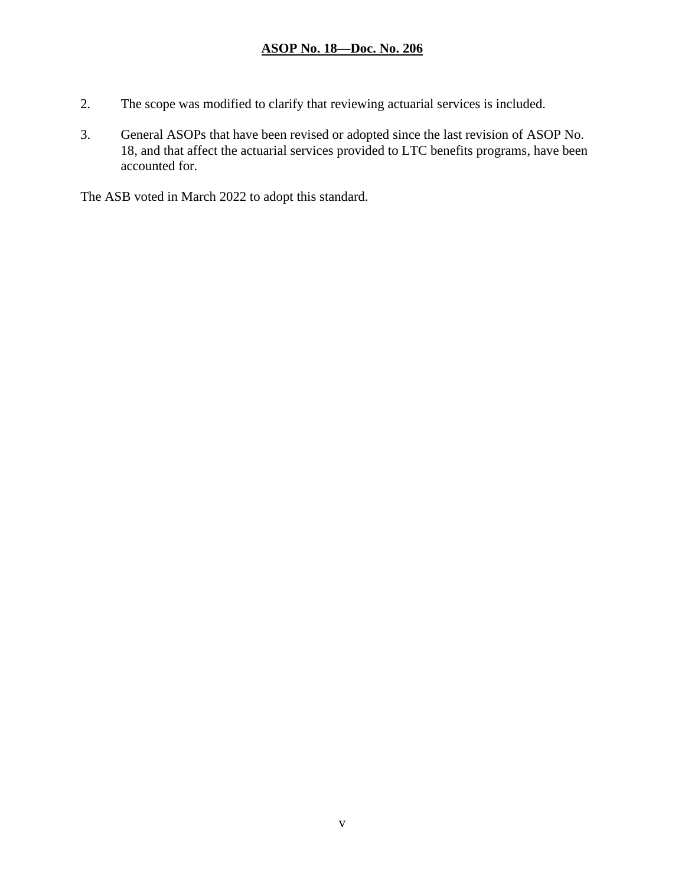2. The scope was modified to clarify that reviewing actuarial services is included.

3. General ASOPs that have been revised or adopted since the last revision of ASOP No. 18, and that affect the actuarial services provided to LTC benefits programs, have been accounted for.

The ASB voted in March 2022 to adopt this standard.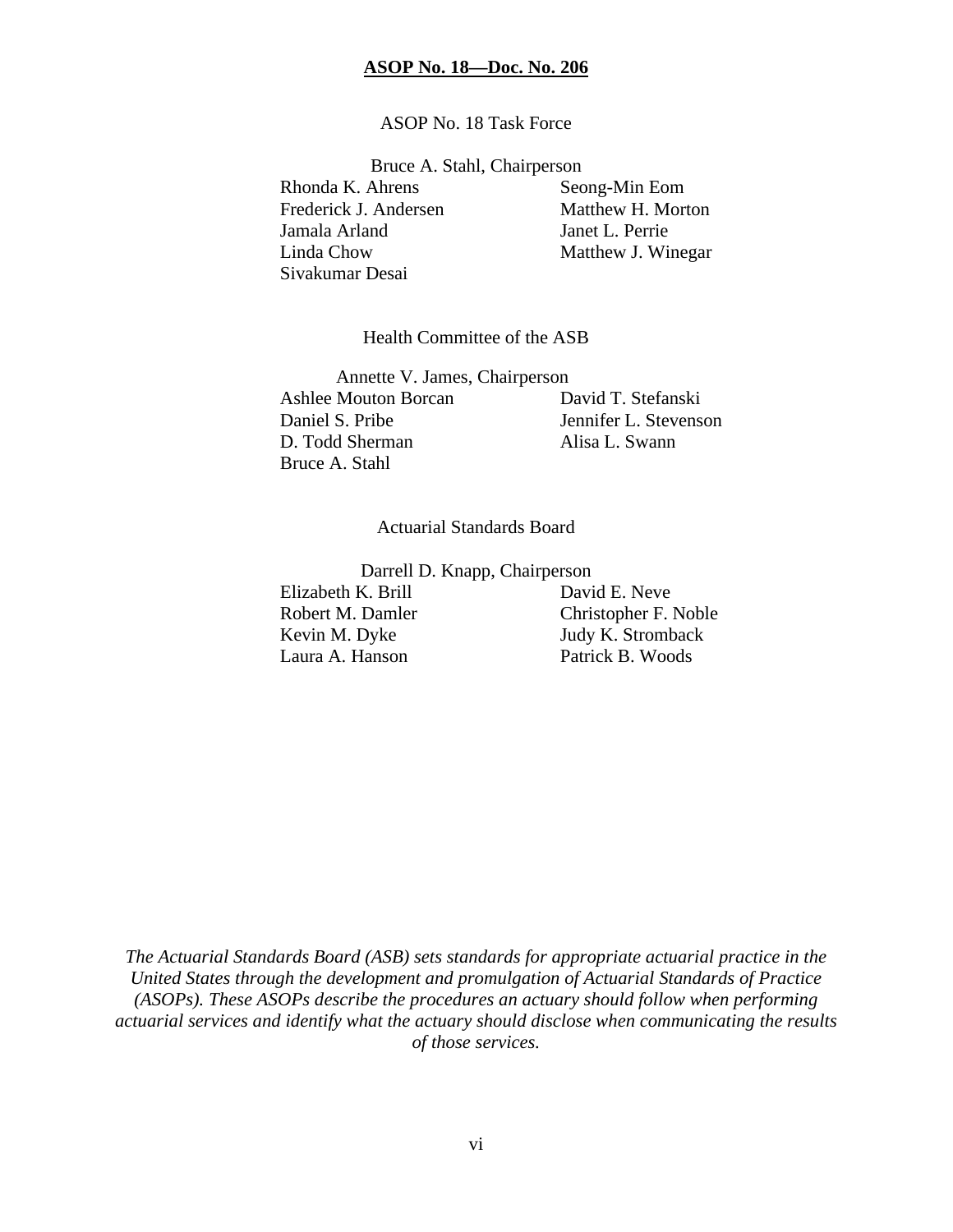**ASOP No. 18—Doc. No. 206**

ASOP No. 18 Task Force

Bruce A. Stahl, Chairperson

Rhonda K. Ahrens
Frederick J. Andersen
Jamala Arland
Linda Chow
Sivakumar Desai
Seong-Min Eom
Matthew H. Morton
Janet L. Perrie
Matthew J. Winegar

Health Committee of the ASB

Annette V. James, Chairperson

Ashlee Mouton Borcan
Daniel S. Pribe
D. Todd Sherman
Bruce A. Stahl
David T. Stefanski
Jennifer L. Stevenson
Alisa L. Swann

Actuarial Standards Board

Darrell D. Knapp, Chairperson

Elizabeth K. Brill
Robert M. Damler
Kevin M. Dyke
Laura A. Hanson
David E. Neve
Christopher F. Noble
Judy K. Stromback
Patrick B. Woods

*The Actuarial Standards Board (ASB) sets standards for appropriate actuarial practice in the United States through the development and promulgation of Actuarial Standards of Practice (ASOPs). These ASOPs describe the procedures an actuary should follow when performing actuarial services and identify what the actuary should disclose when communicating the results of those services.*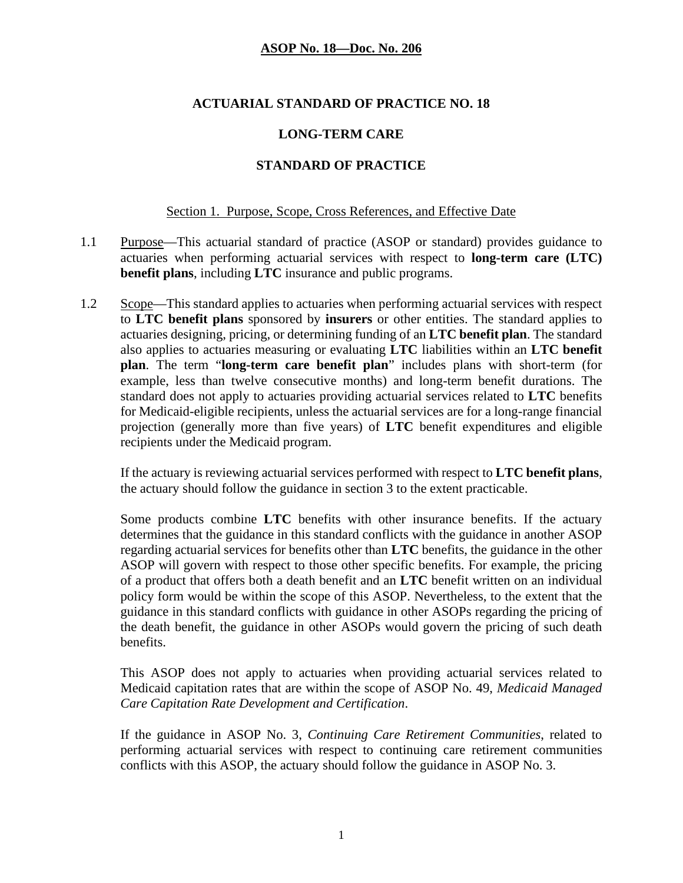**ASOP No. 18—Doc. No. 206**

# ACTUARIAL STANDARD OF PRACTICE NO. 18

# LONG-TERM CARE

# STANDARD OF PRACTICE

## Section 1. Purpose, Scope, Cross References, and Effective Date

1.1 Purpose—This actuarial standard of practice (ASOP or standard) provides guidance to actuaries when performing actuarial services with respect to **long-term care (LTC) benefit plans**, including **LTC** insurance and public programs.

1.2 Scope—This standard applies to actuaries when performing actuarial services with respect to **LTC benefit plans** sponsored by **insurers** or other entities. The standard applies to actuaries designing, pricing, or determining funding of an **LTC benefit plan**. The standard also applies to actuaries measuring or evaluating **LTC** liabilities within an **LTC benefit plan**. The term "**long-term care benefit plan**" includes plans with short-term (for example, less than twelve consecutive months) and long-term benefit durations. The standard does not apply to actuaries providing actuarial services related to **LTC** benefits for Medicaid-eligible recipients, unless the actuarial services are for a long-range financial projection (generally more than five years) of **LTC** benefit expenditures and eligible recipients under the Medicaid program.

If the actuary is reviewing actuarial services performed with respect to **LTC benefit plans**, the actuary should follow the guidance in section 3 to the extent practicable.

Some products combine **LTC** benefits with other insurance benefits. If the actuary determines that the guidance in this standard conflicts with the guidance in another ASOP regarding actuarial services for benefits other than **LTC** benefits, the guidance in the other ASOP will govern with respect to those other specific benefits. For example, the pricing of a product that offers both a death benefit and an **LTC** benefit written on an individual policy form would be within the scope of this ASOP. Nevertheless, to the extent that the guidance in this standard conflicts with guidance in other ASOPs regarding the pricing of the death benefit, the guidance in other ASOPs would govern the pricing of such death benefits.

This ASOP does not apply to actuaries when providing actuarial services related to Medicaid capitation rates that are within the scope of ASOP No. 49, *Medicaid Managed Care Capitation Rate Development and Certification*.

If the guidance in ASOP No. 3, *Continuing Care Retirement Communities*, related to performing actuarial services with respect to continuing care retirement communities conflicts with this ASOP, the actuary should follow the guidance in ASOP No. 3.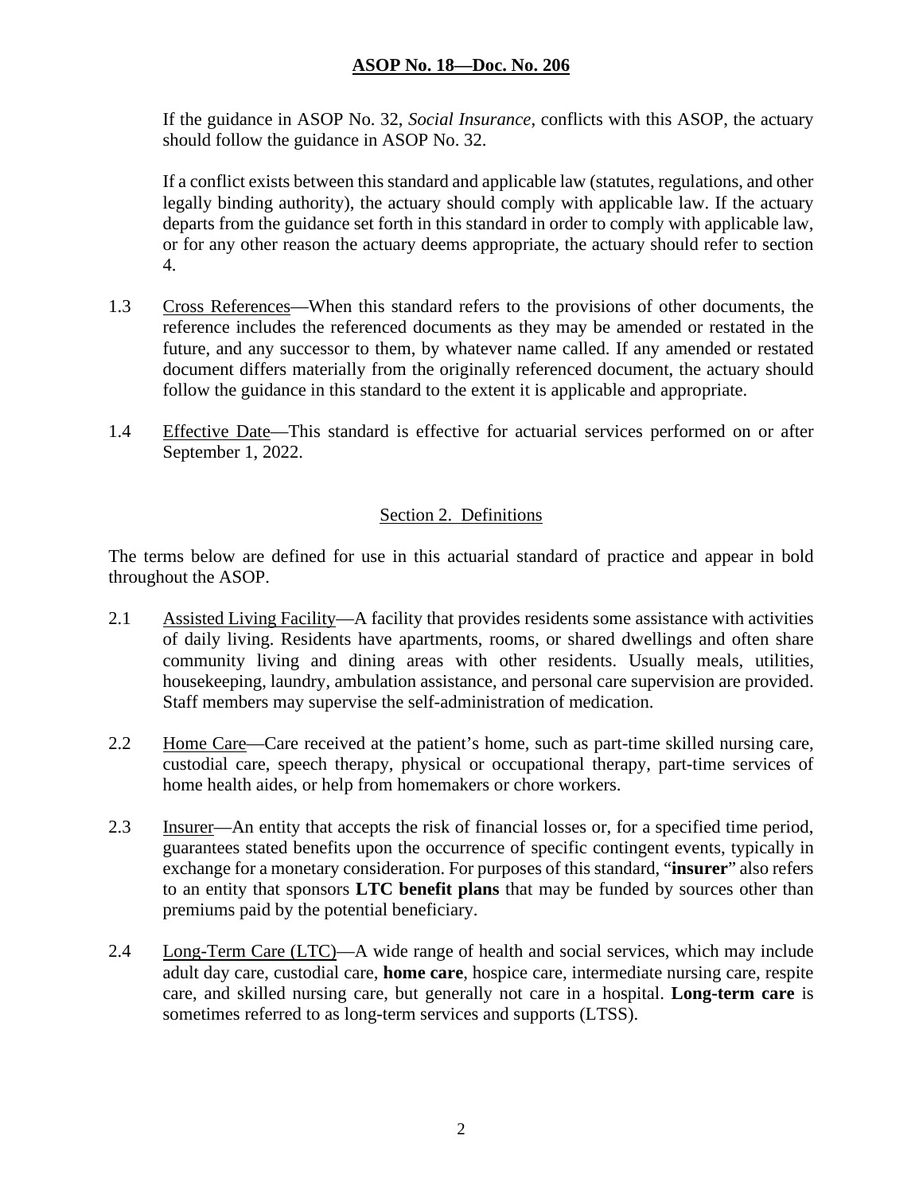If the guidance in ASOP No. 32, *Social Insurance*, conflicts with this ASOP, the actuary should follow the guidance in ASOP No. 32.

If a conflict exists between this standard and applicable law (statutes, regulations, and other legally binding authority), the actuary should comply with applicable law. If the actuary departs from the guidance set forth in this standard in order to comply with applicable law, or for any other reason the actuary deems appropriate, the actuary should refer to section 4.

1.3 Cross References—When this standard refers to the provisions of other documents, the reference includes the referenced documents as they may be amended or restated in the future, and any successor to them, by whatever name called. If any amended or restated document differs materially from the originally referenced document, the actuary should follow the guidance in this standard to the extent it is applicable and appropriate.

1.4 Effective Date—This standard is effective for actuarial services performed on or after September 1, 2022.

## Section 2. Definitions

The terms below are defined for use in this actuarial standard of practice and appear in bold throughout the ASOP.

2.1 Assisted Living Facility—A facility that provides residents some assistance with activities of daily living. Residents have apartments, rooms, or shared dwellings and often share community living and dining areas with other residents. Usually meals, utilities, housekeeping, laundry, ambulation assistance, and personal care supervision are provided. Staff members may supervise the self-administration of medication.

2.2 Home Care—Care received at the patient's home, such as part-time skilled nursing care, custodial care, speech therapy, physical or occupational therapy, part-time services of home health aides, or help from homemakers or chore workers.

2.3 Insurer—An entity that accepts the risk of financial losses or, for a specified time period, guarantees stated benefits upon the occurrence of specific contingent events, typically in exchange for a monetary consideration. For purposes of this standard, "**insurer**" also refers to an entity that sponsors **LTC benefit plans** that may be funded by sources other than premiums paid by the potential beneficiary.

2.4 Long-Term Care (LTC)—A wide range of health and social services, which may include adult day care, custodial care, **home care**, hospice care, intermediate nursing care, respite care, and skilled nursing care, but generally not care in a hospital. **Long-term care** is sometimes referred to as long-term services and supports (LTSS).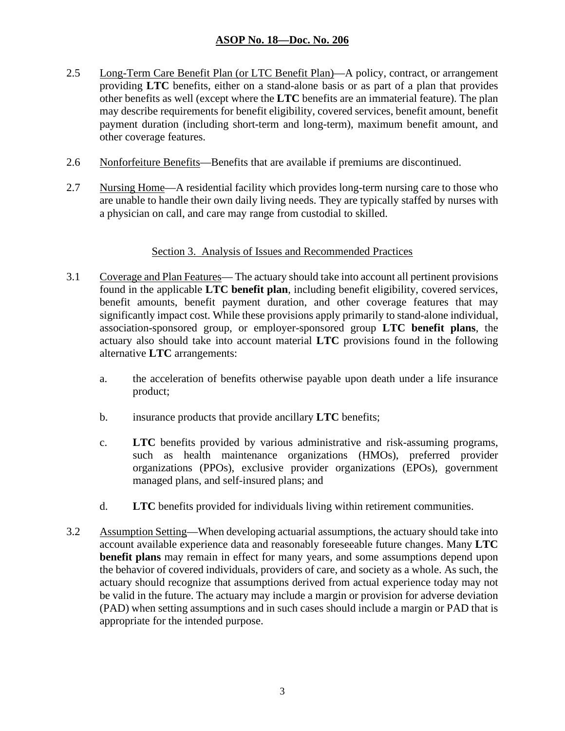2.5 Long-Term Care Benefit Plan (or LTC Benefit Plan)—A policy, contract, or arrangement providing **LTC** benefits, either on a stand-alone basis or as part of a plan that provides other benefits as well (except where the **LTC** benefits are an immaterial feature). The plan may describe requirements for benefit eligibility, covered services, benefit amount, benefit payment duration (including short-term and long-term), maximum benefit amount, and other coverage features.

2.6 Nonforfeiture Benefits—Benefits that are available if premiums are discontinued.

2.7 Nursing Home—A residential facility which provides long-term nursing care to those who are unable to handle their own daily living needs. They are typically staffed by nurses with a physician on call, and care may range from custodial to skilled.

## Section 3. Analysis of Issues and Recommended Practices

3.1 Coverage and Plan Features— The actuary should take into account all pertinent provisions found in the applicable **LTC benefit plan**, including benefit eligibility, covered services, benefit amounts, benefit payment duration, and other coverage features that may significantly impact cost. While these provisions apply primarily to stand-alone individual, association-sponsored group, or employer-sponsored group **LTC benefit plans**, the actuary also should take into account material **LTC** provisions found in the following alternative **LTC** arrangements:

   a. the acceleration of benefits otherwise payable upon death under a life insurance product;

   b. insurance products that provide ancillary **LTC** benefits;

   c. **LTC** benefits provided by various administrative and risk-assuming programs, such as health maintenance organizations (HMOs), preferred provider organizations (PPOs), exclusive provider organizations (EPOs), government managed plans, and self-insured plans; and

   d. **LTC** benefits provided for individuals living within retirement communities.

3.2 Assumption Setting—When developing actuarial assumptions, the actuary should take into account available experience data and reasonably foreseeable future changes. Many **LTC benefit plans** may remain in effect for many years, and some assumptions depend upon the behavior of covered individuals, providers of care, and society as a whole. As such, the actuary should recognize that assumptions derived from actual experience today may not be valid in the future. The actuary may include a margin or provision for adverse deviation (PAD) when setting assumptions and in such cases should include a margin or PAD that is appropriate for the intended purpose.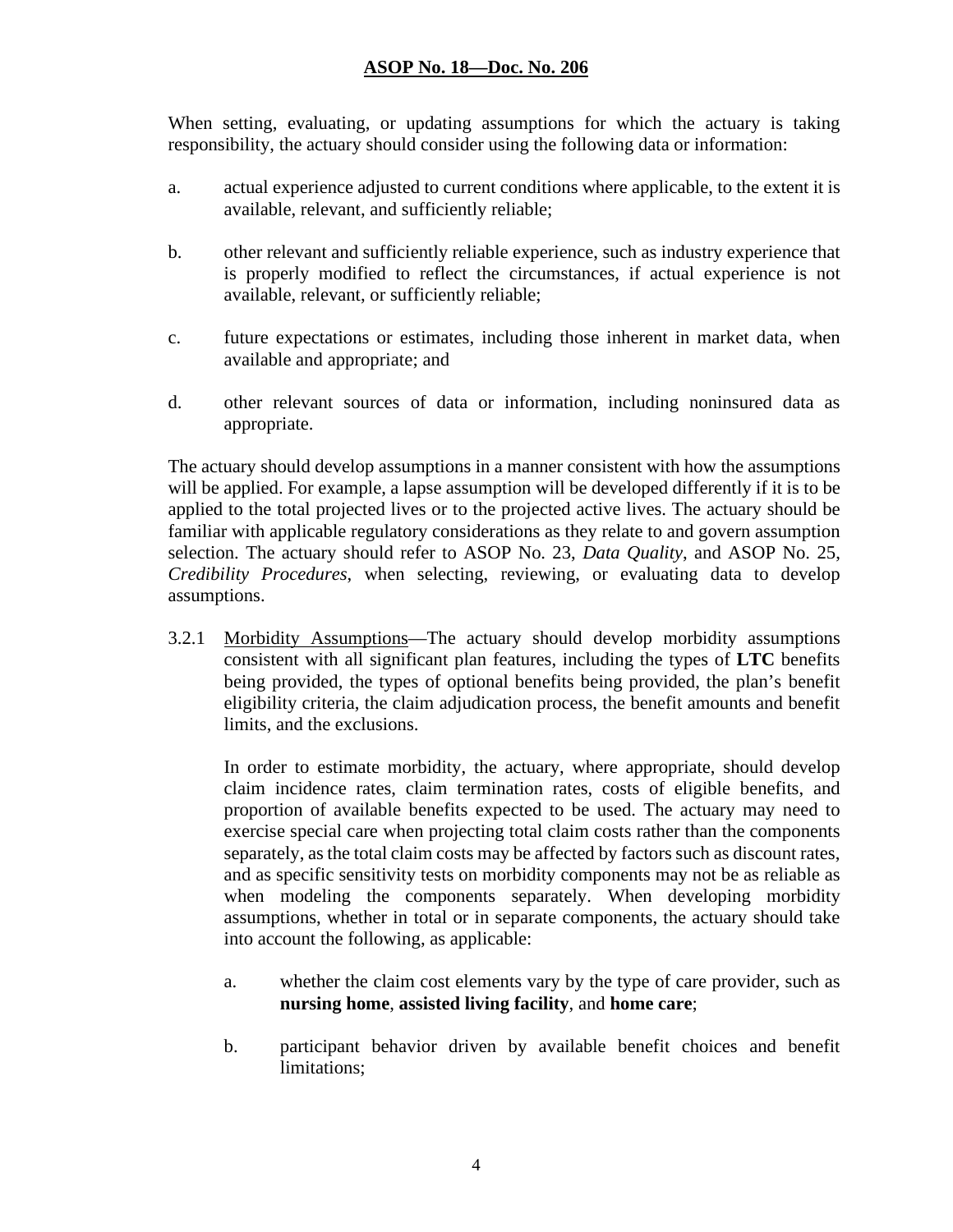When setting, evaluating, or updating assumptions for which the actuary is taking responsibility, the actuary should consider using the following data or information:

a. actual experience adjusted to current conditions where applicable, to the extent it is available, relevant, and sufficiently reliable;

b. other relevant and sufficiently reliable experience, such as industry experience that is properly modified to reflect the circumstances, if actual experience is not available, relevant, or sufficiently reliable;

c. future expectations or estimates, including those inherent in market data, when available and appropriate; and

d. other relevant sources of data or information, including noninsured data as appropriate.

The actuary should develop assumptions in a manner consistent with how the assumptions will be applied. For example, a lapse assumption will be developed differently if it is to be applied to the total projected lives or to the projected active lives. The actuary should be familiar with applicable regulatory considerations as they relate to and govern assumption selection. The actuary should refer to ASOP No. 23, *Data Quality*, and ASOP No. 25, *Credibility Procedures*, when selecting, reviewing, or evaluating data to develop assumptions.

3.2.1 Morbidity Assumptions—The actuary should develop morbidity assumptions consistent with all significant plan features, including the types of **LTC** benefits being provided, the types of optional benefits being provided, the plan's benefit eligibility criteria, the claim adjudication process, the benefit amounts and benefit limits, and the exclusions.

In order to estimate morbidity, the actuary, where appropriate, should develop claim incidence rates, claim termination rates, costs of eligible benefits, and proportion of available benefits expected to be used. The actuary may need to exercise special care when projecting total claim costs rather than the components separately, as the total claim costs may be affected by factors such as discount rates, and as specific sensitivity tests on morbidity components may not be as reliable as when modeling the components separately. When developing morbidity assumptions, whether in total or in separate components, the actuary should take into account the following, as applicable:

a. whether the claim cost elements vary by the type of care provider, such as **nursing home**, **assisted living facility**, and **home care**;

b. participant behavior driven by available benefit choices and benefit limitations;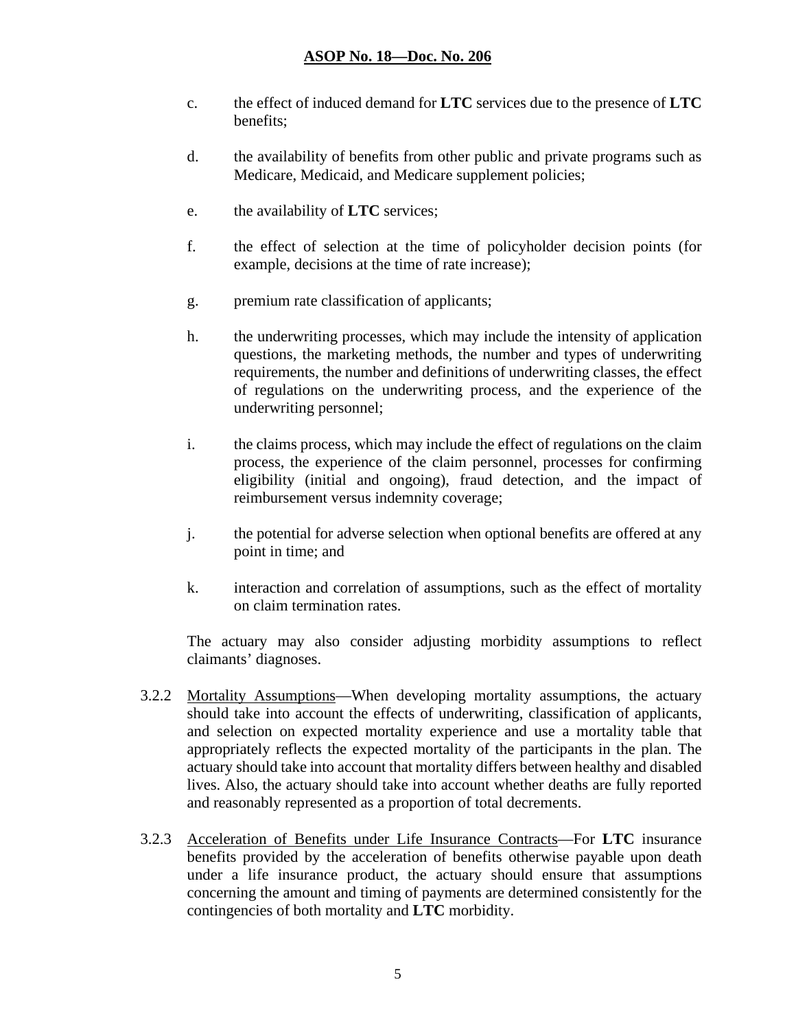c. the effect of induced demand for **LTC** services due to the presence of **LTC** benefits;

d. the availability of benefits from other public and private programs such as Medicare, Medicaid, and Medicare supplement policies;

e. the availability of **LTC** services;

f. the effect of selection at the time of policyholder decision points (for example, decisions at the time of rate increase);

g. premium rate classification of applicants;

h. the underwriting processes, which may include the intensity of application questions, the marketing methods, the number and types of underwriting requirements, the number and definitions of underwriting classes, the effect of regulations on the underwriting process, and the experience of the underwriting personnel;

i. the claims process, which may include the effect of regulations on the claim process, the experience of the claim personnel, processes for confirming eligibility (initial and ongoing), fraud detection, and the impact of reimbursement versus indemnity coverage;

j. the potential for adverse selection when optional benefits are offered at any point in time; and

k. interaction and correlation of assumptions, such as the effect of mortality on claim termination rates.

The actuary may also consider adjusting morbidity assumptions to reflect claimants' diagnoses.

3.2.2 Mortality Assumptions—When developing mortality assumptions, the actuary should take into account the effects of underwriting, classification of applicants, and selection on expected mortality experience and use a mortality table that appropriately reflects the expected mortality of the participants in the plan. The actuary should take into account that mortality differs between healthy and disabled lives. Also, the actuary should take into account whether deaths are fully reported and reasonably represented as a proportion of total decrements.

3.2.3 Acceleration of Benefits under Life Insurance Contracts—For **LTC** insurance benefits provided by the acceleration of benefits otherwise payable upon death under a life insurance product, the actuary should ensure that assumptions concerning the amount and timing of payments are determined consistently for the contingencies of both mortality and **LTC** morbidity.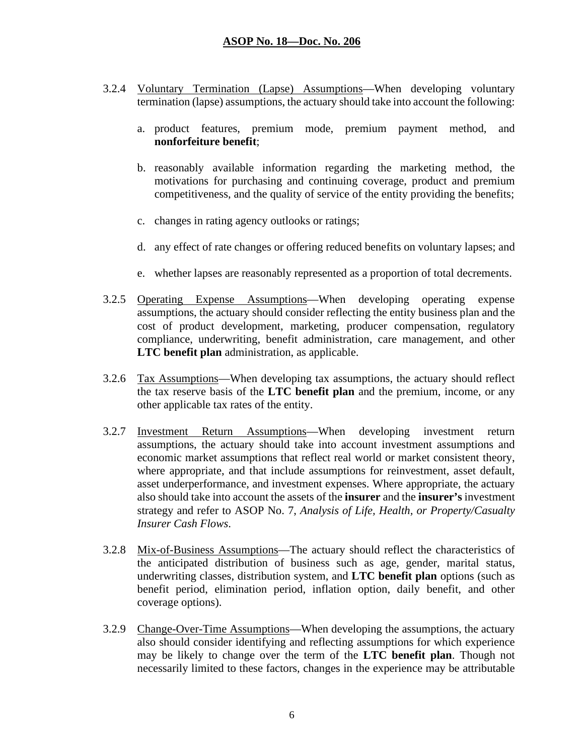3.2.4 Voluntary Termination (Lapse) Assumptions—When developing voluntary termination (lapse) assumptions, the actuary should take into account the following:

a. product features, premium mode, premium payment method, and **nonforfeiture benefit**;

b. reasonably available information regarding the marketing method, the motivations for purchasing and continuing coverage, product and premium competitiveness, and the quality of service of the entity providing the benefits;

c. changes in rating agency outlooks or ratings;

d. any effect of rate changes or offering reduced benefits on voluntary lapses; and

e. whether lapses are reasonably represented as a proportion of total decrements.

3.2.5 Operating Expense Assumptions—When developing operating expense assumptions, the actuary should consider reflecting the entity business plan and the cost of product development, marketing, producer compensation, regulatory compliance, underwriting, benefit administration, care management, and other **LTC benefit plan** administration, as applicable.

3.2.6 Tax Assumptions—When developing tax assumptions, the actuary should reflect the tax reserve basis of the **LTC benefit plan** and the premium, income, or any other applicable tax rates of the entity.

3.2.7 Investment Return Assumptions—When developing investment return assumptions, the actuary should take into account investment assumptions and economic market assumptions that reflect real world or market consistent theory, where appropriate, and that include assumptions for reinvestment, asset default, asset underperformance, and investment expenses. Where appropriate, the actuary also should take into account the assets of the **insurer** and the **insurer's** investment strategy and refer to ASOP No. 7, *Analysis of Life, Health, or Property/Casualty Insurer Cash Flows*.

3.2.8 Mix-of-Business Assumptions—The actuary should reflect the characteristics of the anticipated distribution of business such as age, gender, marital status, underwriting classes, distribution system, and **LTC benefit plan** options (such as benefit period, elimination period, inflation option, daily benefit, and other coverage options).

3.2.9 Change-Over-Time Assumptions—When developing the assumptions, the actuary also should consider identifying and reflecting assumptions for which experience may be likely to change over the term of the **LTC benefit plan**. Though not necessarily limited to these factors, changes in the experience may be attributable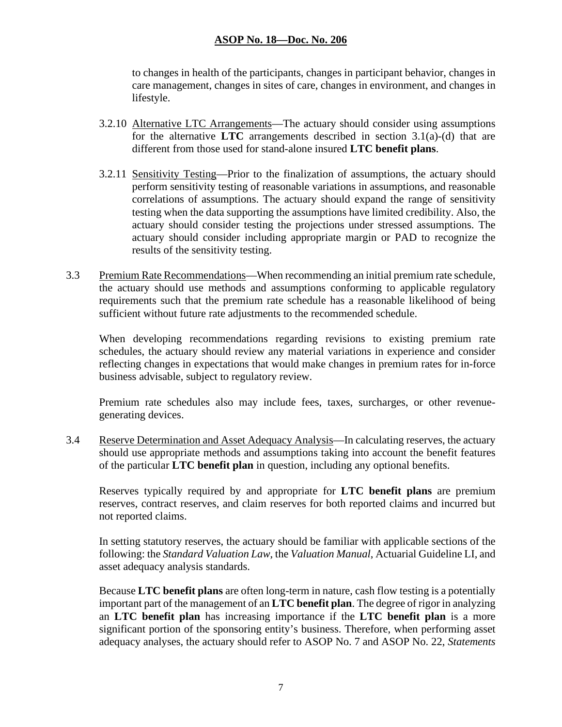to changes in health of the participants, changes in participant behavior, changes in care management, changes in sites of care, changes in environment, and changes in lifestyle.

3.2.10 Alternative LTC Arrangements—The actuary should consider using assumptions for the alternative **LTC** arrangements described in section 3.1(a)-(d) that are different from those used for stand-alone insured **LTC benefit plans**.

3.2.11 Sensitivity Testing—Prior to the finalization of assumptions, the actuary should perform sensitivity testing of reasonable variations in assumptions, and reasonable correlations of assumptions. The actuary should expand the range of sensitivity testing when the data supporting the assumptions have limited credibility. Also, the actuary should consider testing the projections under stressed assumptions. The actuary should consider including appropriate margin or PAD to recognize the results of the sensitivity testing.

3.3 Premium Rate Recommendations—When recommending an initial premium rate schedule, the actuary should use methods and assumptions conforming to applicable regulatory requirements such that the premium rate schedule has a reasonable likelihood of being sufficient without future rate adjustments to the recommended schedule.

When developing recommendations regarding revisions to existing premium rate schedules, the actuary should review any material variations in experience and consider reflecting changes in expectations that would make changes in premium rates for in-force business advisable, subject to regulatory review.

Premium rate schedules also may include fees, taxes, surcharges, or other revenue-generating devices.

3.4 Reserve Determination and Asset Adequacy Analysis—In calculating reserves, the actuary should use appropriate methods and assumptions taking into account the benefit features of the particular **LTC benefit plan** in question, including any optional benefits.

Reserves typically required by and appropriate for **LTC benefit plans** are premium reserves, contract reserves, and claim reserves for both reported claims and incurred but not reported claims.

In setting statutory reserves, the actuary should be familiar with applicable sections of the following: the *Standard Valuation Law*, the *Valuation Manual*, Actuarial Guideline LI, and asset adequacy analysis standards.

Because **LTC benefit plans** are often long-term in nature, cash flow testing is a potentially important part of the management of an **LTC benefit plan**. The degree of rigor in analyzing an **LTC benefit plan** has increasing importance if the **LTC benefit plan** is a more significant portion of the sponsoring entity's business. Therefore, when performing asset adequacy analyses, the actuary should refer to ASOP No. 7 and ASOP No. 22, *Statements*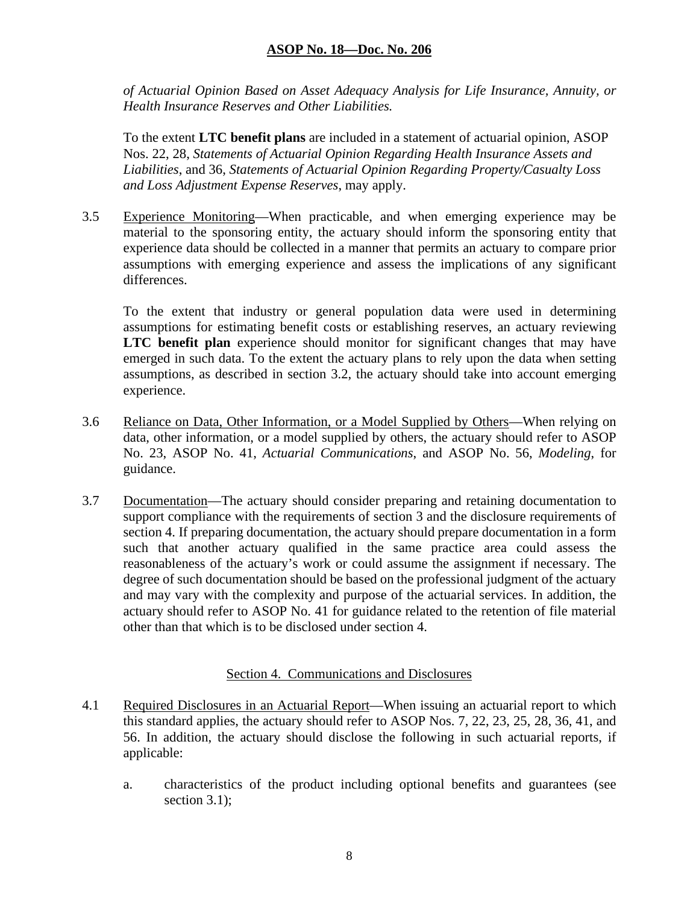*of Actuarial Opinion Based on Asset Adequacy Analysis for Life Insurance, Annuity, or Health Insurance Reserves and Other Liabilities.*

To the extent **LTC benefit plans** are included in a statement of actuarial opinion, ASOP Nos. 22, 28, *Statements of Actuarial Opinion Regarding Health Insurance Assets and Liabilities*, and 36, *Statements of Actuarial Opinion Regarding Property/Casualty Loss and Loss Adjustment Expense Reserves*, may apply.

3.5 Experience Monitoring—When practicable, and when emerging experience may be material to the sponsoring entity, the actuary should inform the sponsoring entity that experience data should be collected in a manner that permits an actuary to compare prior assumptions with emerging experience and assess the implications of any significant differences.

To the extent that industry or general population data were used in determining assumptions for estimating benefit costs or establishing reserves, an actuary reviewing **LTC benefit plan** experience should monitor for significant changes that may have emerged in such data. To the extent the actuary plans to rely upon the data when setting assumptions, as described in section 3.2, the actuary should take into account emerging experience.

3.6 Reliance on Data, Other Information, or a Model Supplied by Others—When relying on data, other information, or a model supplied by others, the actuary should refer to ASOP No. 23, ASOP No. 41, *Actuarial Communications*, and ASOP No. 56, *Modeling*, for guidance.

3.7 Documentation—The actuary should consider preparing and retaining documentation to support compliance with the requirements of section 3 and the disclosure requirements of section 4. If preparing documentation, the actuary should prepare documentation in a form such that another actuary qualified in the same practice area could assess the reasonableness of the actuary's work or could assume the assignment if necessary. The degree of such documentation should be based on the professional judgment of the actuary and may vary with the complexity and purpose of the actuarial services. In addition, the actuary should refer to ASOP No. 41 for guidance related to the retention of file material other than that which is to be disclosed under section 4.

## Section 4. Communications and Disclosures

4.1 Required Disclosures in an Actuarial Report—When issuing an actuarial report to which this standard applies, the actuary should refer to ASOP Nos. 7, 22, 23, 25, 28, 36, 41, and 56. In addition, the actuary should disclose the following in such actuarial reports, if applicable:

a. characteristics of the product including optional benefits and guarantees (see section 3.1);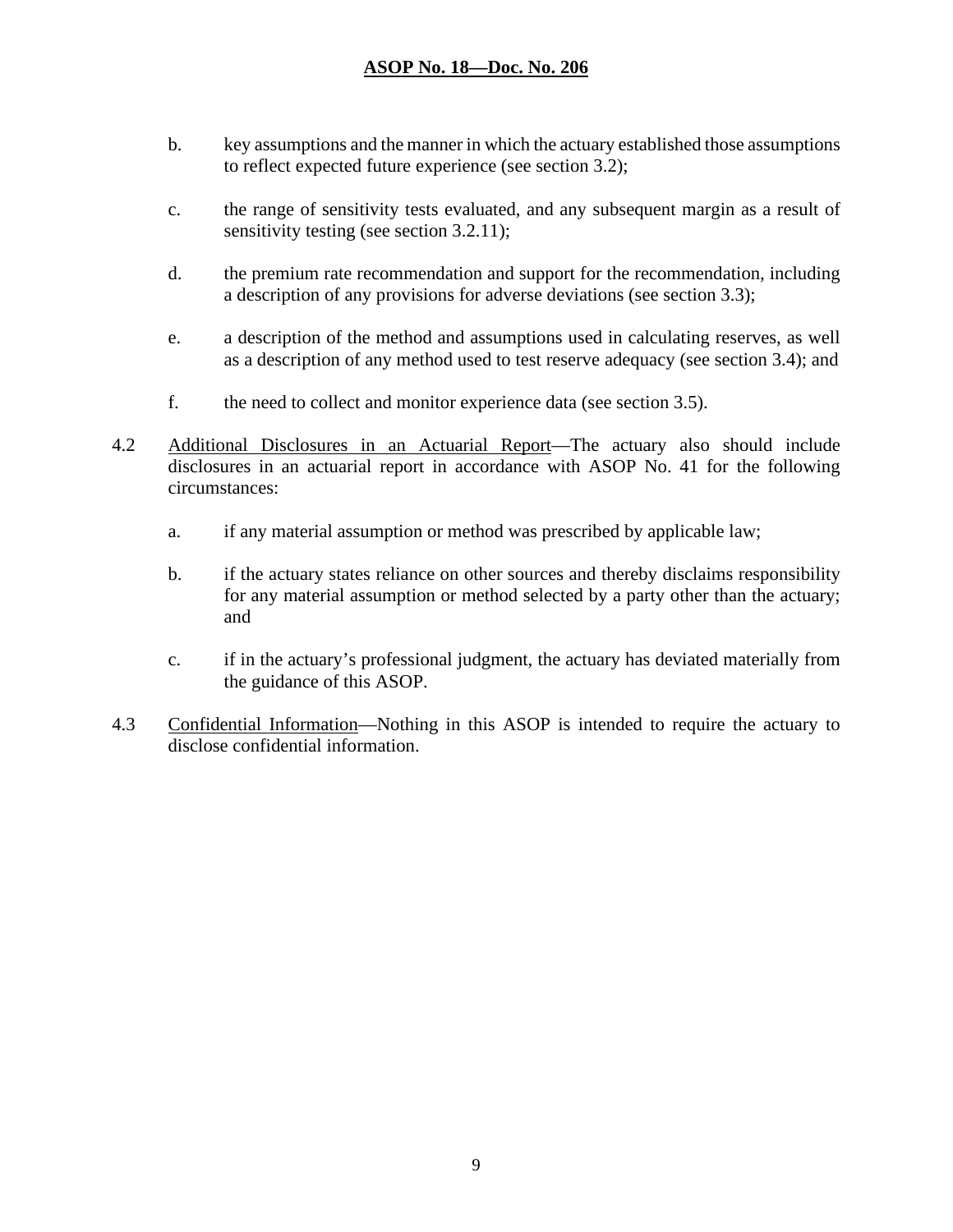b. key assumptions and the manner in which the actuary established those assumptions to reflect expected future experience (see section 3.2);

c. the range of sensitivity tests evaluated, and any subsequent margin as a result of sensitivity testing (see section 3.2.11);

d. the premium rate recommendation and support for the recommendation, including a description of any provisions for adverse deviations (see section 3.3);

e. a description of the method and assumptions used in calculating reserves, as well as a description of any method used to test reserve adequacy (see section 3.4); and

f. the need to collect and monitor experience data (see section 3.5).

4.2 Additional Disclosures in an Actuarial Report—The actuary also should include disclosures in an actuarial report in accordance with ASOP No. 41 for the following circumstances:

a. if any material assumption or method was prescribed by applicable law;

b. if the actuary states reliance on other sources and thereby disclaims responsibility for any material assumption or method selected by a party other than the actuary; and

c. if in the actuary's professional judgment, the actuary has deviated materially from the guidance of this ASOP.

4.3 Confidential Information—Nothing in this ASOP is intended to require the actuary to disclose confidential information.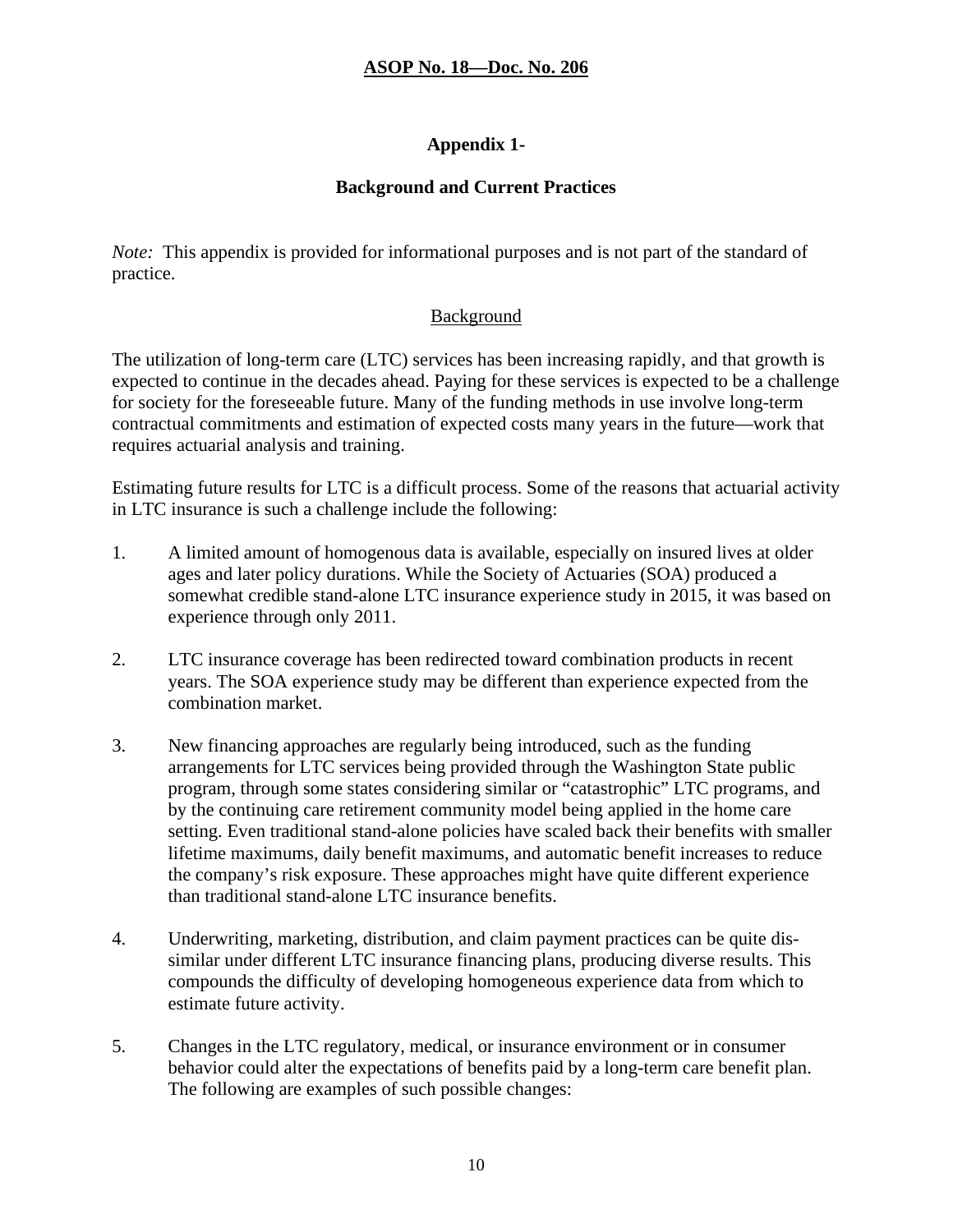## Appendix 1-

## Background and Current Practices

*Note:* This appendix is provided for informational purposes and is not part of the standard of practice.

### Background

The utilization of long-term care (LTC) services has been increasing rapidly, and that growth is expected to continue in the decades ahead. Paying for these services is expected to be a challenge for society for the foreseeable future. Many of the funding methods in use involve long-term contractual commitments and estimation of expected costs many years in the future—work that requires actuarial analysis and training.

Estimating future results for LTC is a difficult process. Some of the reasons that actuarial activity in LTC insurance is such a challenge include the following:

1. A limited amount of homogenous data is available, especially on insured lives at older ages and later policy durations. While the Society of Actuaries (SOA) produced a somewhat credible stand-alone LTC insurance experience study in 2015, it was based on experience through only 2011.

2. LTC insurance coverage has been redirected toward combination products in recent years. The SOA experience study may be different than experience expected from the combination market.

3. New financing approaches are regularly being introduced, such as the funding arrangements for LTC services being provided through the Washington State public program, through some states considering similar or "catastrophic" LTC programs, and by the continuing care retirement community model being applied in the home care setting. Even traditional stand-alone policies have scaled back their benefits with smaller lifetime maximums, daily benefit maximums, and automatic benefit increases to reduce the company's risk exposure. These approaches might have quite different experience than traditional stand-alone LTC insurance benefits.

4. Underwriting, marketing, distribution, and claim payment practices can be quite dis-similar under different LTC insurance financing plans, producing diverse results. This compounds the difficulty of developing homogeneous experience data from which to estimate future activity.

5. Changes in the LTC regulatory, medical, or insurance environment or in consumer behavior could alter the expectations of benefits paid by a long-term care benefit plan. The following are examples of such possible changes: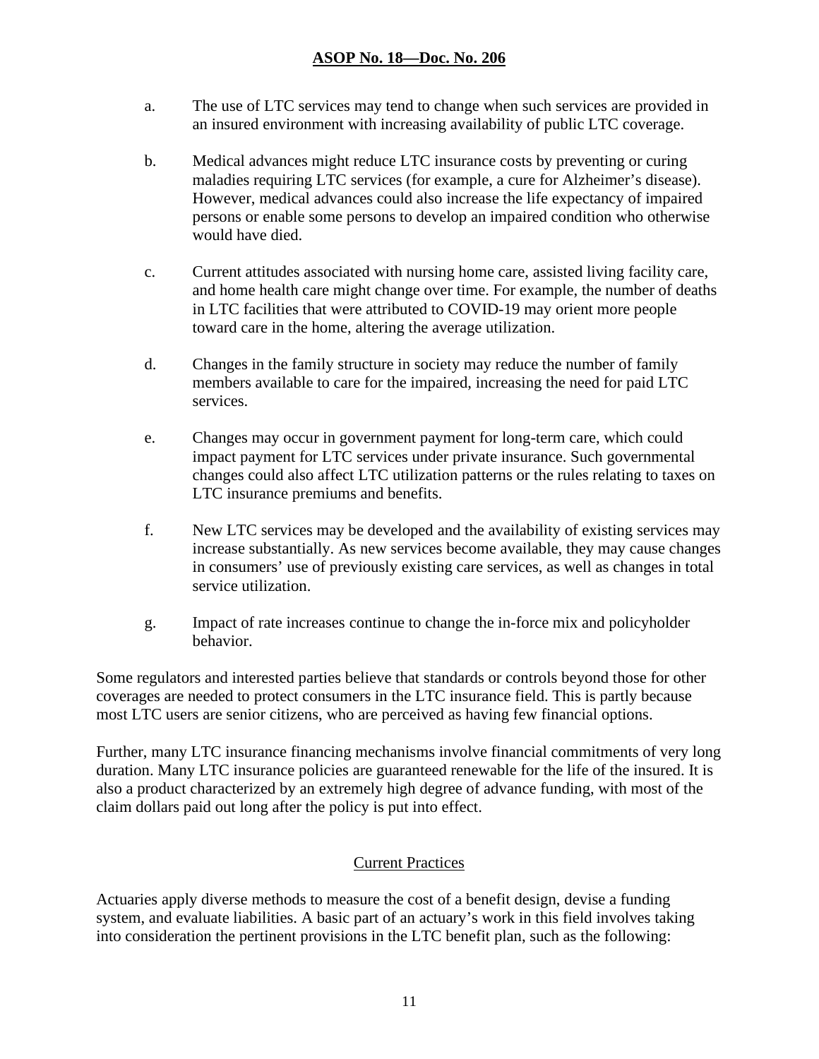a. The use of LTC services may tend to change when such services are provided in an insured environment with increasing availability of public LTC coverage.

b. Medical advances might reduce LTC insurance costs by preventing or curing maladies requiring LTC services (for example, a cure for Alzheimer's disease). However, medical advances could also increase the life expectancy of impaired persons or enable some persons to develop an impaired condition who otherwise would have died.

c. Current attitudes associated with nursing home care, assisted living facility care, and home health care might change over time. For example, the number of deaths in LTC facilities that were attributed to COVID-19 may orient more people toward care in the home, altering the average utilization.

d. Changes in the family structure in society may reduce the number of family members available to care for the impaired, increasing the need for paid LTC services.

e. Changes may occur in government payment for long-term care, which could impact payment for LTC services under private insurance. Such governmental changes could also affect LTC utilization patterns or the rules relating to taxes on LTC insurance premiums and benefits.

f. New LTC services may be developed and the availability of existing services may increase substantially. As new services become available, they may cause changes in consumers' use of previously existing care services, as well as changes in total service utilization.

g. Impact of rate increases continue to change the in-force mix and policyholder behavior.

Some regulators and interested parties believe that standards or controls beyond those for other coverages are needed to protect consumers in the LTC insurance field. This is partly because most LTC users are senior citizens, who are perceived as having few financial options.

Further, many LTC insurance financing mechanisms involve financial commitments of very long duration. Many LTC insurance policies are guaranteed renewable for the life of the insured. It is also a product characterized by an extremely high degree of advance funding, with most of the claim dollars paid out long after the policy is put into effect.

## Current Practices

Actuaries apply diverse methods to measure the cost of a benefit design, devise a funding system, and evaluate liabilities. A basic part of an actuary's work in this field involves taking into consideration the pertinent provisions in the LTC benefit plan, such as the following: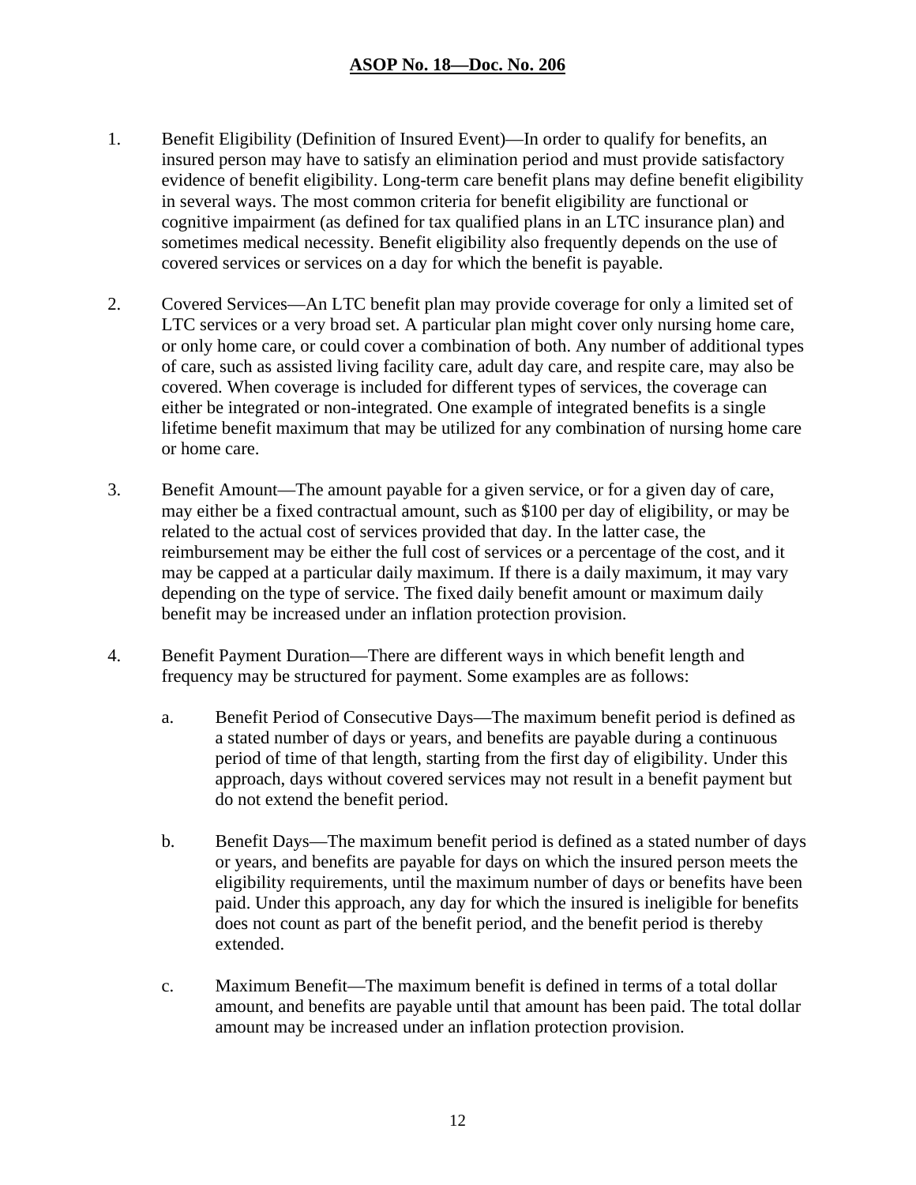1. Benefit Eligibility (Definition of Insured Event)—In order to qualify for benefits, an insured person may have to satisfy an elimination period and must provide satisfactory evidence of benefit eligibility. Long-term care benefit plans may define benefit eligibility in several ways. The most common criteria for benefit eligibility are functional or cognitive impairment (as defined for tax qualified plans in an LTC insurance plan) and sometimes medical necessity. Benefit eligibility also frequently depends on the use of covered services or services on a day for which the benefit is payable.

2. Covered Services—An LTC benefit plan may provide coverage for only a limited set of LTC services or a very broad set. A particular plan might cover only nursing home care, or only home care, or could cover a combination of both. Any number of additional types of care, such as assisted living facility care, adult day care, and respite care, may also be covered. When coverage is included for different types of services, the coverage can either be integrated or non-integrated. One example of integrated benefits is a single lifetime benefit maximum that may be utilized for any combination of nursing home care or home care.

3. Benefit Amount—The amount payable for a given service, or for a given day of care, may either be a fixed contractual amount, such as $100 per day of eligibility, or may be related to the actual cost of services provided that day. In the latter case, the reimbursement may be either the full cost of services or a percentage of the cost, and it may be capped at a particular daily maximum. If there is a daily maximum, it may vary depending on the type of service. The fixed daily benefit amount or maximum daily benefit may be increased under an inflation protection provision.

4. Benefit Payment Duration—There are different ways in which benefit length and frequency may be structured for payment. Some examples are as follows:

    a. Benefit Period of Consecutive Days—The maximum benefit period is defined as a stated number of days or years, and benefits are payable during a continuous period of time of that length, starting from the first day of eligibility. Under this approach, days without covered services may not result in a benefit payment but do not extend the benefit period.

    b. Benefit Days—The maximum benefit period is defined as a stated number of days or years, and benefits are payable for days on which the insured person meets the eligibility requirements, until the maximum number of days or benefits have been paid. Under this approach, any day for which the insured is ineligible for benefits does not count as part of the benefit period, and the benefit period is thereby extended.

    c. Maximum Benefit—The maximum benefit is defined in terms of a total dollar amount, and benefits are payable until that amount has been paid. The total dollar amount may be increased under an inflation protection provision.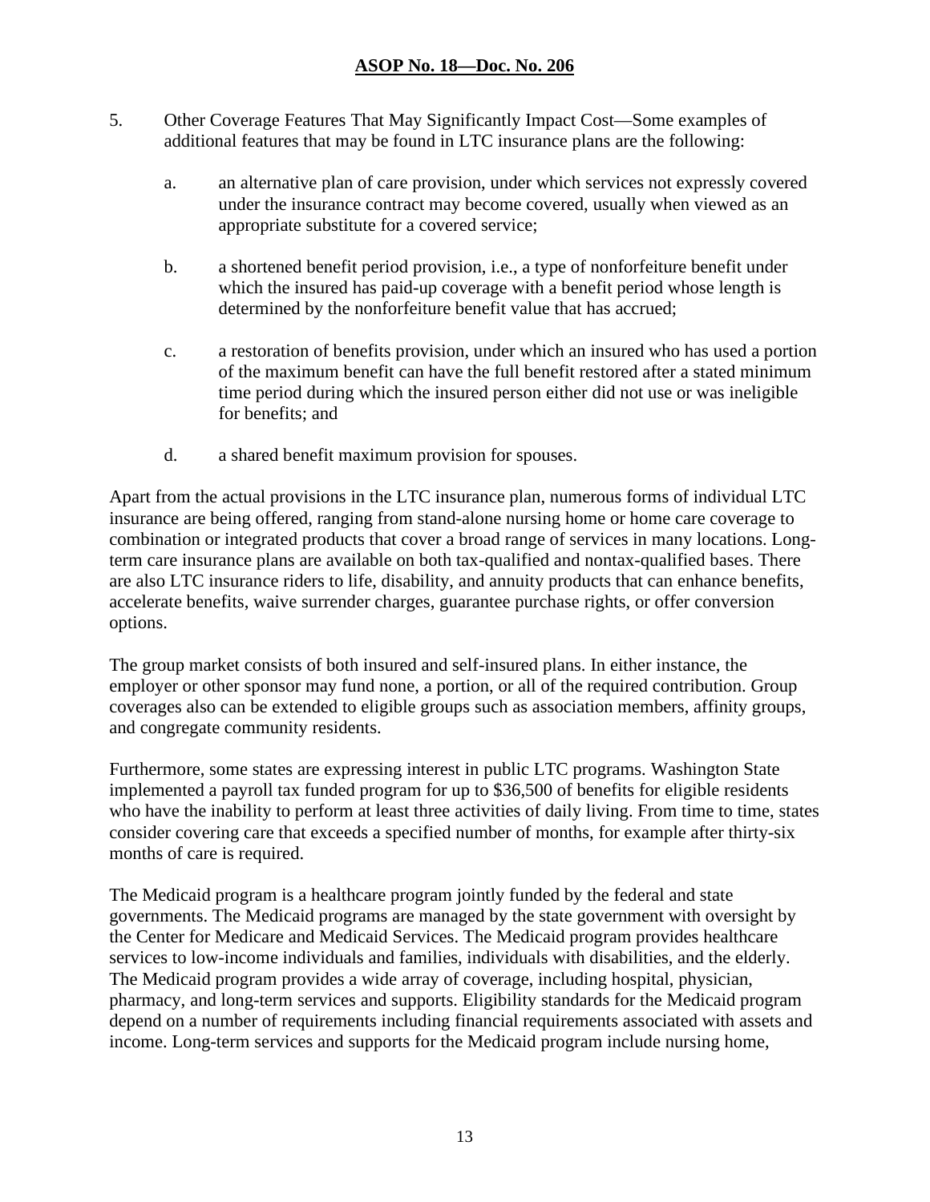5. Other Coverage Features That May Significantly Impact Cost—Some examples of additional features that may be found in LTC insurance plans are the following:

   a. an alternative plan of care provision, under which services not expressly covered under the insurance contract may become covered, usually when viewed as an appropriate substitute for a covered service;

   b. a shortened benefit period provision, i.e., a type of nonforfeiture benefit under which the insured has paid-up coverage with a benefit period whose length is determined by the nonforfeiture benefit value that has accrued;

   c. a restoration of benefits provision, under which an insured who has used a portion of the maximum benefit can have the full benefit restored after a stated minimum time period during which the insured person either did not use or was ineligible for benefits; and

   d. a shared benefit maximum provision for spouses.

Apart from the actual provisions in the LTC insurance plan, numerous forms of individual LTC insurance are being offered, ranging from stand-alone nursing home or home care coverage to combination or integrated products that cover a broad range of services in many locations. Long-term care insurance plans are available on both tax-qualified and nontax-qualified bases. There are also LTC insurance riders to life, disability, and annuity products that can enhance benefits, accelerate benefits, waive surrender charges, guarantee purchase rights, or offer conversion options.

The group market consists of both insured and self-insured plans. In either instance, the employer or other sponsor may fund none, a portion, or all of the required contribution. Group coverages also can be extended to eligible groups such as association members, affinity groups, and congregate community residents.

Furthermore, some states are expressing interest in public LTC programs. Washington State implemented a payroll tax funded program for up to $36,500 of benefits for eligible residents who have the inability to perform at least three activities of daily living. From time to time, states consider covering care that exceeds a specified number of months, for example after thirty-six months of care is required.

The Medicaid program is a healthcare program jointly funded by the federal and state governments. The Medicaid programs are managed by the state government with oversight by the Center for Medicare and Medicaid Services. The Medicaid program provides healthcare services to low-income individuals and families, individuals with disabilities, and the elderly. The Medicaid program provides a wide array of coverage, including hospital, physician, pharmacy, and long-term services and supports. Eligibility standards for the Medicaid program depend on a number of requirements including financial requirements associated with assets and income. Long-term services and supports for the Medicaid program include nursing home,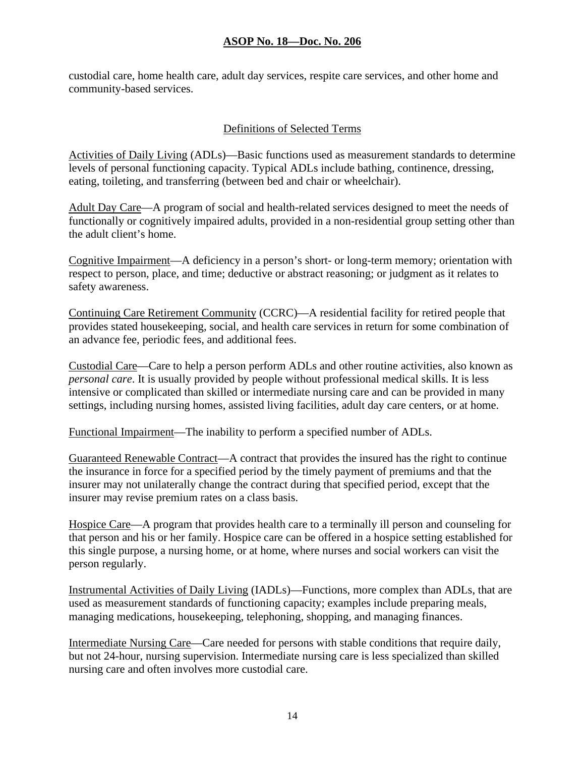custodial care, home health care, adult day services, respite care services, and other home and community-based services.

## Definitions of Selected Terms

Activities of Daily Living (ADLs)—Basic functions used as measurement standards to determine levels of personal functioning capacity. Typical ADLs include bathing, continence, dressing, eating, toileting, and transferring (between bed and chair or wheelchair).

Adult Day Care—A program of social and health-related services designed to meet the needs of functionally or cognitively impaired adults, provided in a non-residential group setting other than the adult client's home.

Cognitive Impairment—A deficiency in a person's short- or long-term memory; orientation with respect to person, place, and time; deductive or abstract reasoning; or judgment as it relates to safety awareness.

Continuing Care Retirement Community (CCRC)—A residential facility for retired people that provides stated housekeeping, social, and health care services in return for some combination of an advance fee, periodic fees, and additional fees.

Custodial Care—Care to help a person perform ADLs and other routine activities, also known as *personal care*. It is usually provided by people without professional medical skills. It is less intensive or complicated than skilled or intermediate nursing care and can be provided in many settings, including nursing homes, assisted living facilities, adult day care centers, or at home.

Functional Impairment—The inability to perform a specified number of ADLs.

Guaranteed Renewable Contract—A contract that provides the insured has the right to continue the insurance in force for a specified period by the timely payment of premiums and that the insurer may not unilaterally change the contract during that specified period, except that the insurer may revise premium rates on a class basis.

Hospice Care—A program that provides health care to a terminally ill person and counseling for that person and his or her family. Hospice care can be offered in a hospice setting established for this single purpose, a nursing home, or at home, where nurses and social workers can visit the person regularly.

Instrumental Activities of Daily Living (IADLs)—Functions, more complex than ADLs, that are used as measurement standards of functioning capacity; examples include preparing meals, managing medications, housekeeping, telephoning, shopping, and managing finances.

Intermediate Nursing Care—Care needed for persons with stable conditions that require daily, but not 24-hour, nursing supervision. Intermediate nursing care is less specialized than skilled nursing care and often involves more custodial care.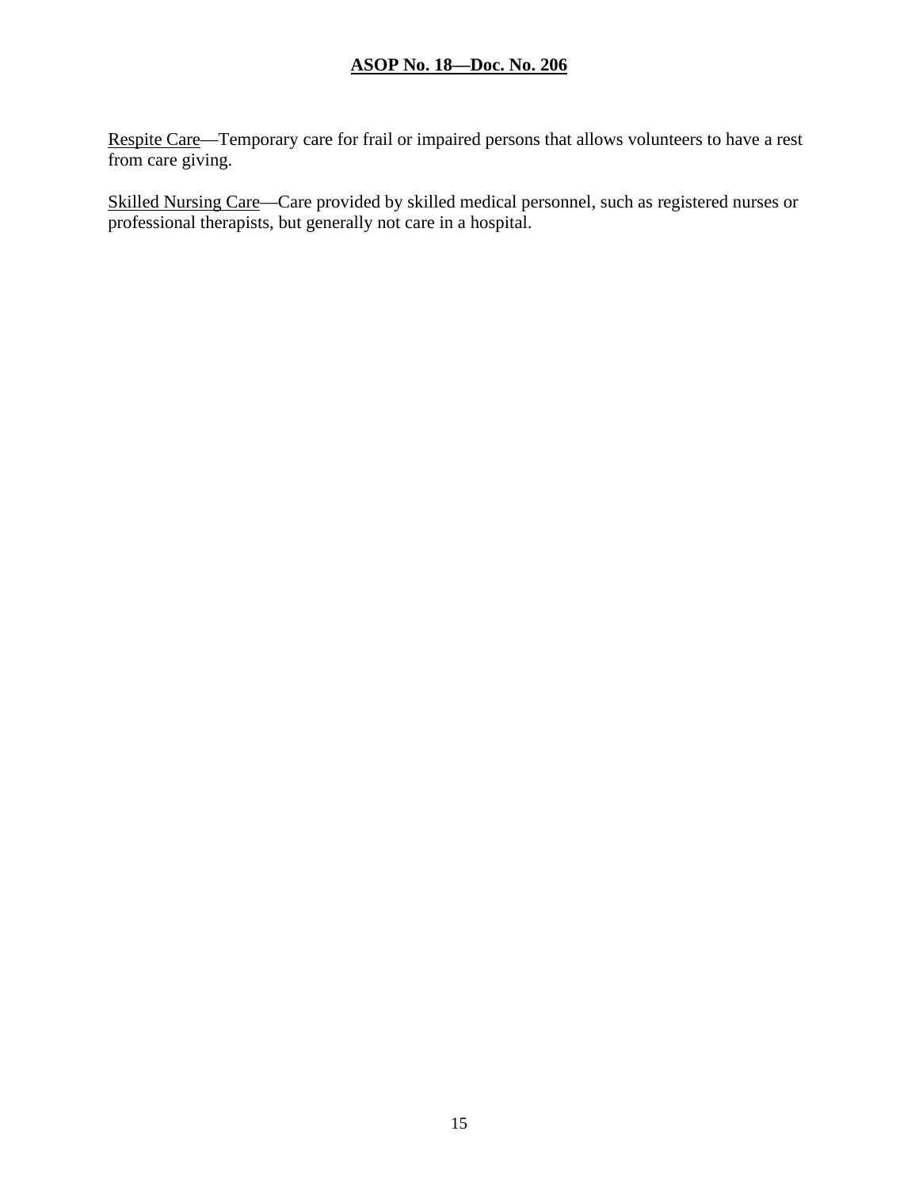Respite Care—Temporary care for frail or impaired persons that allows volunteers to have a rest from care giving.

Skilled Nursing Care—Care provided by skilled medical personnel, such as registered nurses or professional therapists, but generally not care in a hospital.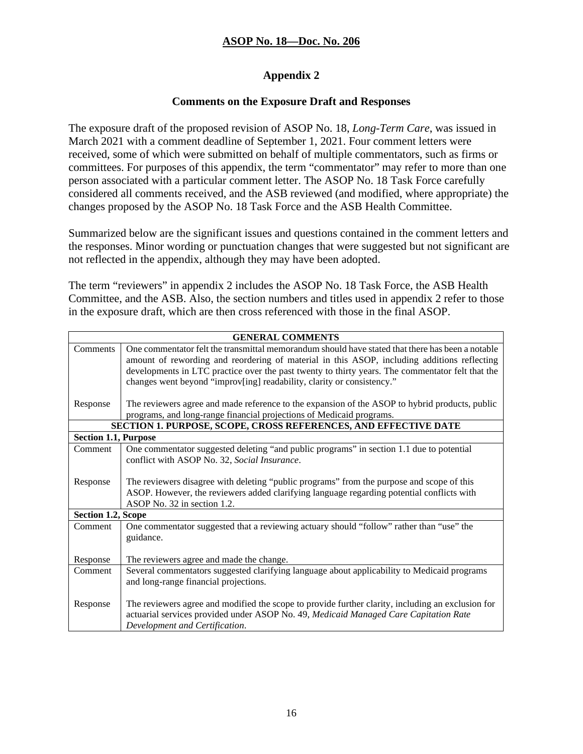## ASOP No. 18—Doc. No. 206

### Appendix 2

### Comments on the Exposure Draft and Responses

The exposure draft of the proposed revision of ASOP No. 18, *Long-Term Care*, was issued in March 2021 with a comment deadline of September 1, 2021. Four comment letters were received, some of which were submitted on behalf of multiple commentators, such as firms or committees. For purposes of this appendix, the term "commentator" may refer to more than one person associated with a particular comment letter. The ASOP No. 18 Task Force carefully considered all comments received, and the ASB reviewed (and modified, where appropriate) the changes proposed by the ASOP No. 18 Task Force and the ASB Health Committee.

Summarized below are the significant issues and questions contained in the comment letters and the responses. Minor wording or punctuation changes that were suggested but not significant are not reflected in the appendix, although they may have been adopted.

The term "reviewers" in appendix 2 includes the ASOP No. 18 Task Force, the ASB Health Committee, and the ASB. Also, the section numbers and titles used in appendix 2 refer to those in the exposure draft, which are then cross referenced with those in the final ASOP.

| **GENERAL COMMENTS** | |
|---|---|
| Comments | One commentator felt the transmittal memorandum should have stated that there has been a notable amount of rewording and reordering of material in this ASOP, including additions reflecting developments in LTC practice over the past twenty to thirty years. The commentator felt that the changes went beyond "improv[ing] readability, clarity or consistency." |
| Response | The reviewers agree and made reference to the expansion of the ASOP to hybrid products, public programs, and long-range financial projections of Medicaid programs. |
| **SECTION 1. PURPOSE, SCOPE, CROSS REFERENCES, AND EFFECTIVE DATE** | |
| **Section 1.1, Purpose** | |
| Comment | One commentator suggested deleting "and public programs" in section 1.1 due to potential conflict with ASOP No. 32, *Social Insurance*. |
| Response | The reviewers disagree with deleting "public programs" from the purpose and scope of this ASOP. However, the reviewers added clarifying language regarding potential conflicts with ASOP No. 32 in section 1.2. |
| **Section 1.2, Scope** | |
| Comment | One commentator suggested that a reviewing actuary should "follow" rather than "use" the guidance. |
| Response | The reviewers agree and made the change. |
| Comment | Several commentators suggested clarifying language about applicability to Medicaid programs and long-range financial projections. |
| Response | The reviewers agree and modified the scope to provide further clarity, including an exclusion for actuarial services provided under ASOP No. 49, *Medicaid Managed Care Capitation Rate Development and Certification*. |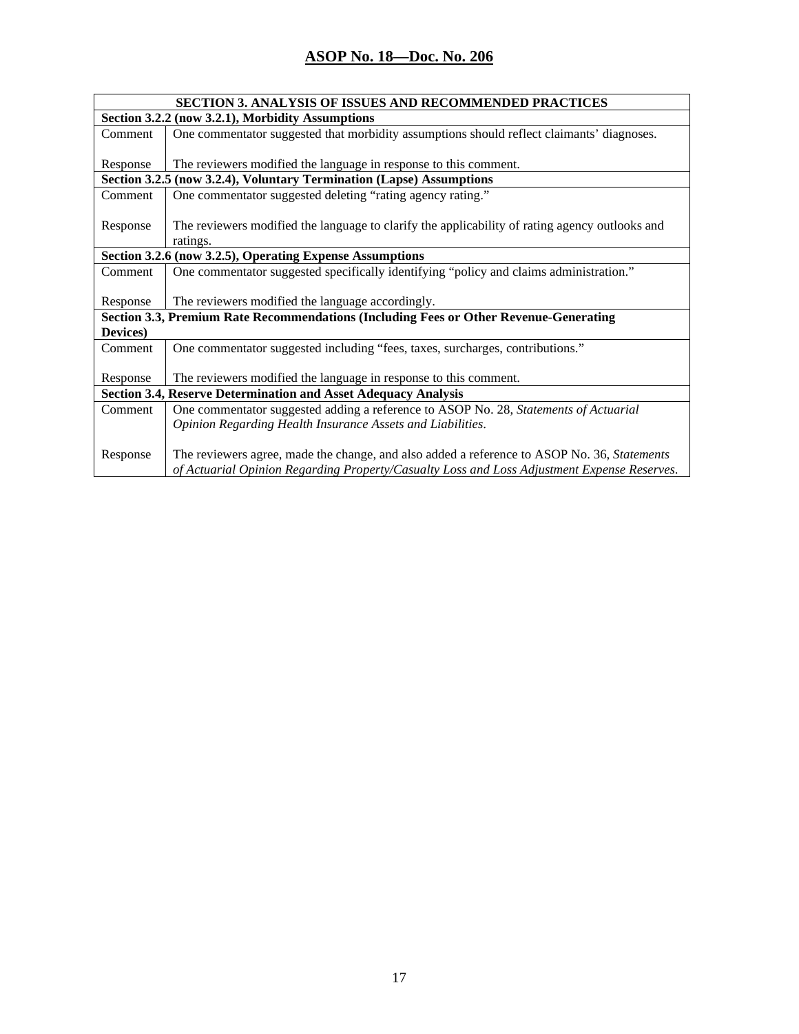| SECTION 3. ANALYSIS OF ISSUES AND RECOMMENDED PRACTICES | |
|---|---|
| **Section 3.2.2 (now 3.2.1), Morbidity Assumptions** | |
| Comment | One commentator suggested that morbidity assumptions should reflect claimants' diagnoses. |
| Response | The reviewers modified the language in response to this comment. |
| **Section 3.2.5 (now 3.2.4), Voluntary Termination (Lapse) Assumptions** | |
| Comment | One commentator suggested deleting "rating agency rating." |
| Response | The reviewers modified the language to clarify the applicability of rating agency outlooks and ratings. |
| **Section 3.2.6 (now 3.2.5), Operating Expense Assumptions** | |
| Comment | One commentator suggested specifically identifying "policy and claims administration." |
| Response | The reviewers modified the language accordingly. |
| **Section 3.3, Premium Rate Recommendations (Including Fees or Other Revenue-Generating Devices)** | |
| Comment | One commentator suggested including "fees, taxes, surcharges, contributions." |
| Response | The reviewers modified the language in response to this comment. |
| **Section 3.4, Reserve Determination and Asset Adequacy Analysis** | |
| Comment | One commentator suggested adding a reference to ASOP No. 28, *Statements of Actuarial Opinion Regarding Health Insurance Assets and Liabilities*. |
| Response | The reviewers agree, made the change, and also added a reference to ASOP No. 36, *Statements of Actuarial Opinion Regarding Property/Casualty Loss and Loss Adjustment Expense Reserves*. |